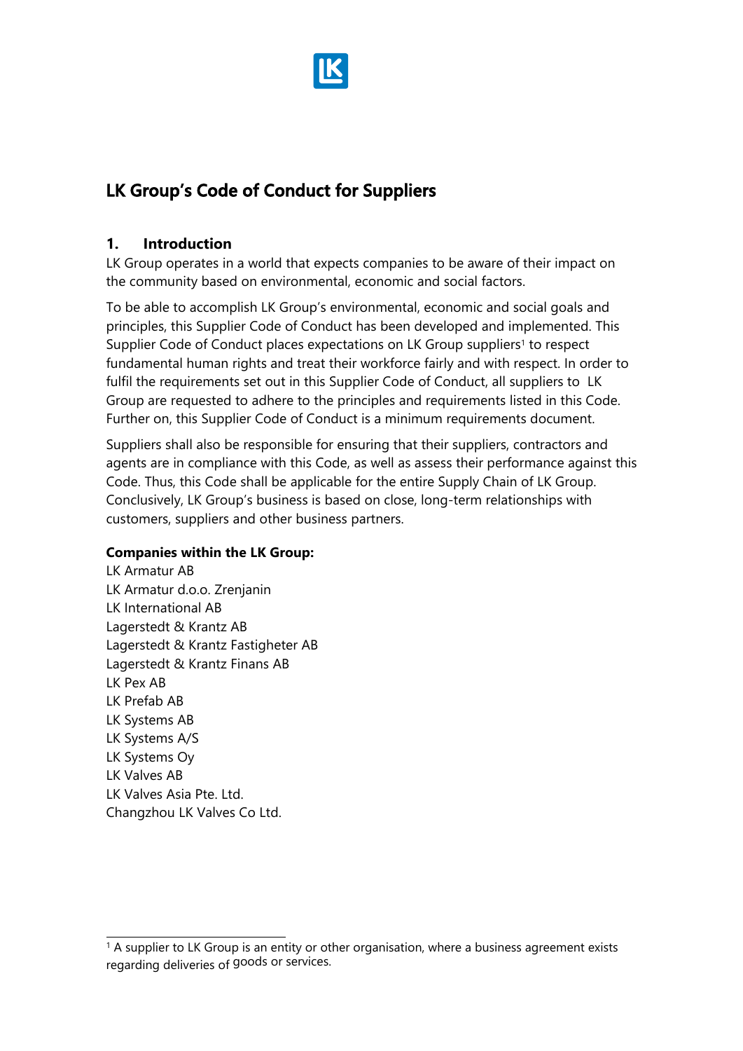# LK Group's Code of Conduct for Suppliers

## 1. Introduction

LK Group operates in a world that expects companies to be aware of their impact on the community based on environmental, economic and social factors.

To be able to accomplish LK Group's environmental, economic and social goals and principles, this Supplier Code of Conduct has been developed and implemented. This Supplier Code of Conduct places expectations on LK Group suppliers[1] to respect fundamental human rights and treat their workforce fairly and with respect. In order to fulfil the requirements set out in this Supplier Code of Conduct, all suppliers to LK Group are requested to adhere to the principles and requirements listed in this Code. Further on, this Supplier Code of Conduct is a minimum requirements document.

Suppliers shall also be responsible for ensuring that their suppliers, contractors and agents are in compliance with this Code, as well as assess their performance against this Code. Thus, this Code shall be applicable for the entire Supply Chain of LK Group. Conclusively, LK Group's business is based on close, long-term relationships with customers, suppliers and other business partners.

**Companies within the LK Group:**

LK Armatur AB
LK Armatur d.o.o. Zrenjanin
LK International AB
Lagerstedt & Krantz AB
Lagerstedt & Krantz Fastigheter AB
Lagerstedt & Krantz Finans AB
LK Pex AB
LK Prefab AB
LK Systems AB
LK Systems A/S
LK Systems Oy
LK Valves AB
LK Valves Asia Pte. Ltd.
Changzhou LK Valves Co Ltd.

[1] A supplier to LK Group is an entity or other organisation, where a business agreement exists regarding deliveries of goods or services.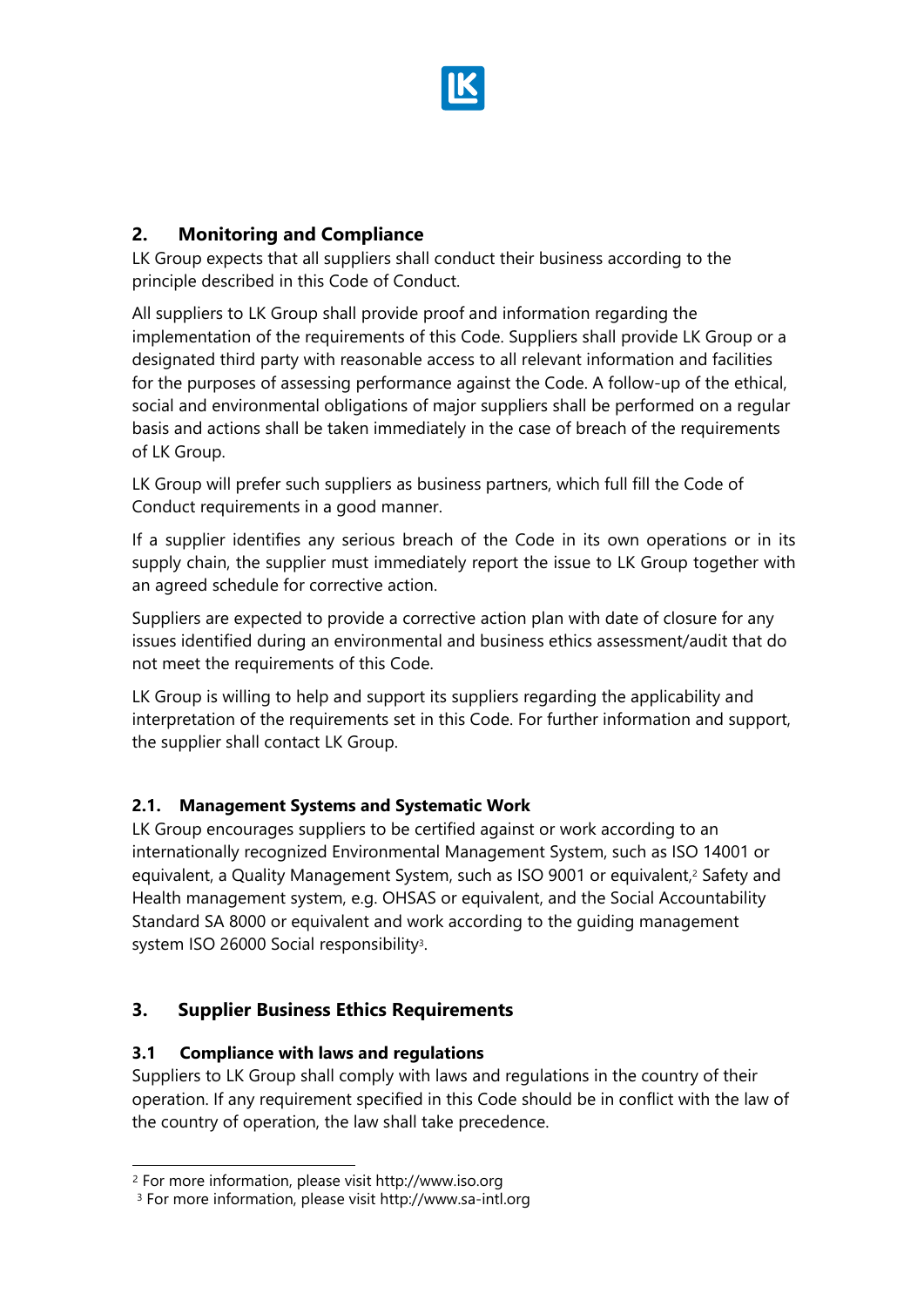## 2. Monitoring and Compliance

LK Group expects that all suppliers shall conduct their business according to the principle described in this Code of Conduct.

All suppliers to LK Group shall provide proof and information regarding the implementation of the requirements of this Code. Suppliers shall provide LK Group or a designated third party with reasonable access to all relevant information and facilities for the purposes of assessing performance against the Code. A follow-up of the ethical, social and environmental obligations of major suppliers shall be performed on a regular basis and actions shall be taken immediately in the case of breach of the requirements of LK Group.

LK Group will prefer such suppliers as business partners, which full fill the Code of Conduct requirements in a good manner.

If a supplier identifies any serious breach of the Code in its own operations or in its supply chain, the supplier must immediately report the issue to LK Group together with an agreed schedule for corrective action.

Suppliers are expected to provide a corrective action plan with date of closure for any issues identified during an environmental and business ethics assessment/audit that do not meet the requirements of this Code.

LK Group is willing to help and support its suppliers regarding the applicability and interpretation of the requirements set in this Code. For further information and support, the supplier shall contact LK Group.

### 2.1. Management Systems and Systematic Work

LK Group encourages suppliers to be certified against or work according to an internationally recognized Environmental Management System, such as ISO 14001 or equivalent, a Quality Management System, such as ISO 9001 or equivalent,[2] Safety and Health management system, e.g. OHSAS or equivalent, and the Social Accountability Standard SA 8000 or equivalent and work according to the guiding management system ISO 26000 Social responsibility[3].

## 3. Supplier Business Ethics Requirements

### 3.1 Compliance with laws and regulations

Suppliers to LK Group shall comply with laws and regulations in the country of their operation. If any requirement specified in this Code should be in conflict with the law of the country of operation, the law shall take precedence.

---

[2] For more information, please visit http://www.iso.org

[3] For more information, please visit http://www.sa-intl.org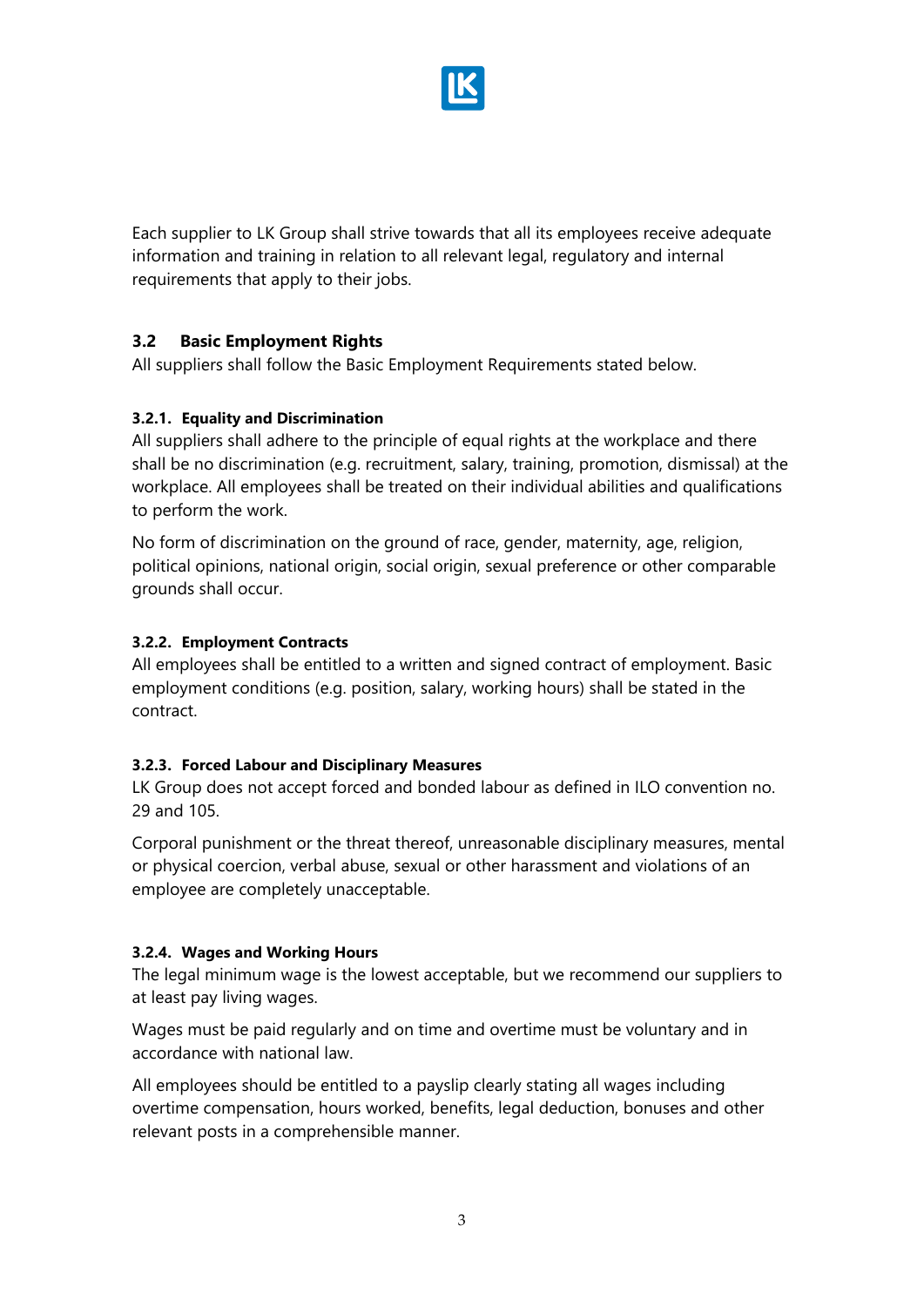Each supplier to LK Group shall strive towards that all its employees receive adequate information and training in relation to all relevant legal, regulatory and internal requirements that apply to their jobs.

## 3.2 Basic Employment Rights

All suppliers shall follow the Basic Employment Requirements stated below.

### 3.2.1. Equality and Discrimination

All suppliers shall adhere to the principle of equal rights at the workplace and there shall be no discrimination (e.g. recruitment, salary, training, promotion, dismissal) at the workplace. All employees shall be treated on their individual abilities and qualifications to perform the work.

No form of discrimination on the ground of race, gender, maternity, age, religion, political opinions, national origin, social origin, sexual preference or other comparable grounds shall occur.

### 3.2.2. Employment Contracts

All employees shall be entitled to a written and signed contract of employment. Basic employment conditions (e.g. position, salary, working hours) shall be stated in the contract.

### 3.2.3. Forced Labour and Disciplinary Measures

LK Group does not accept forced and bonded labour as defined in ILO convention no. 29 and 105.

Corporal punishment or the threat thereof, unreasonable disciplinary measures, mental or physical coercion, verbal abuse, sexual or other harassment and violations of an employee are completely unacceptable.

### 3.2.4. Wages and Working Hours

The legal minimum wage is the lowest acceptable, but we recommend our suppliers to at least pay living wages.

Wages must be paid regularly and on time and overtime must be voluntary and in accordance with national law.

All employees should be entitled to a payslip clearly stating all wages including overtime compensation, hours worked, benefits, legal deduction, bonuses and other relevant posts in a comprehensible manner.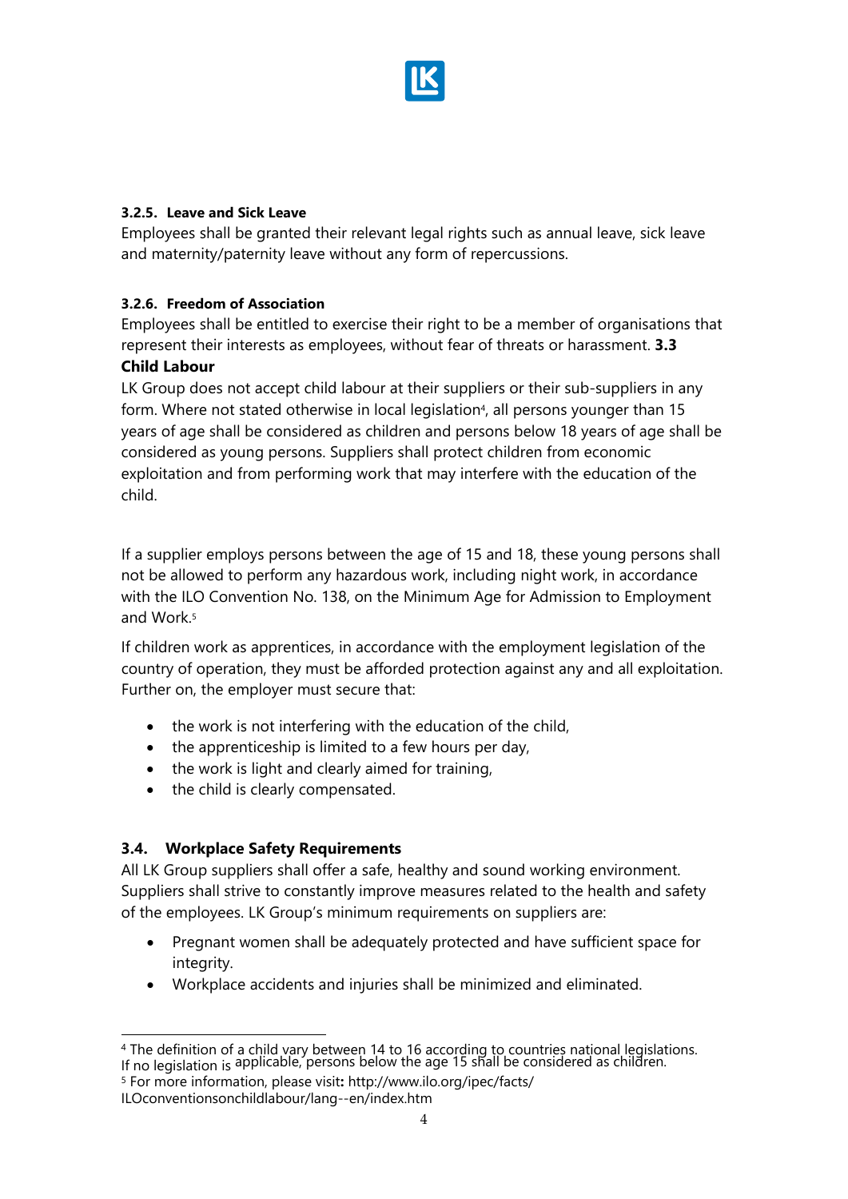#### 3.2.5. Leave and Sick Leave

Employees shall be granted their relevant legal rights such as annual leave, sick leave and maternity/paternity leave without any form of repercussions.

#### 3.2.6. Freedom of Association

Employees shall be entitled to exercise their right to be a member of organisations that represent their interests as employees, without fear of threats or harassment.

### 3.3 Child Labour

LK Group does not accept child labour at their suppliers or their sub-suppliers in any form. Where not stated otherwise in local legislation[4], all persons younger than 15 years of age shall be considered as children and persons below 18 years of age shall be considered as young persons. Suppliers shall protect children from economic exploitation and from performing work that may interfere with the education of the child.

If a supplier employs persons between the age of 15 and 18, these young persons shall not be allowed to perform any hazardous work, including night work, in accordance with the ILO Convention No. 138, on the Minimum Age for Admission to Employment and Work.[5]

If children work as apprentices, in accordance with the employment legislation of the country of operation, they must be afforded protection against any and all exploitation. Further on, the employer must secure that:

- the work is not interfering with the education of the child,
- the apprenticeship is limited to a few hours per day,
- the work is light and clearly aimed for training,
- the child is clearly compensated.

### 3.4. Workplace Safety Requirements

All LK Group suppliers shall offer a safe, healthy and sound working environment. Suppliers shall strive to constantly improve measures related to the health and safety of the employees. LK Group's minimum requirements on suppliers are:

- Pregnant women shall be adequately protected and have sufficient space for integrity.
- Workplace accidents and injuries shall be minimized and eliminated.

---

[4] The definition of a child vary between 14 to 16 according to countries national legislations. If no legislation is applicable, persons below the age 15 shall be considered as children.

[5] For more information, please visit**:** http://www.ilo.org/ipec/facts/ILOconventionsonchildlabour/lang--en/index.htm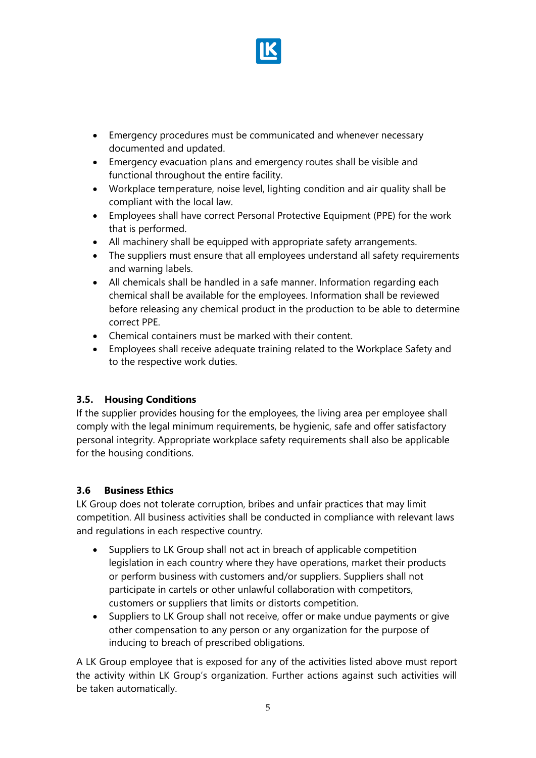- Emergency procedures must be communicated and whenever necessary documented and updated.
- Emergency evacuation plans and emergency routes shall be visible and functional throughout the entire facility.
- Workplace temperature, noise level, lighting condition and air quality shall be compliant with the local law.
- Employees shall have correct Personal Protective Equipment (PPE) for the work that is performed.
- All machinery shall be equipped with appropriate safety arrangements.
- The suppliers must ensure that all employees understand all safety requirements and warning labels.
- All chemicals shall be handled in a safe manner. Information regarding each chemical shall be available for the employees. Information shall be reviewed before releasing any chemical product in the production to be able to determine correct PPE.
- Chemical containers must be marked with their content.
- Employees shall receive adequate training related to the Workplace Safety and to the respective work duties.

### 3.5. Housing Conditions

If the supplier provides housing for the employees, the living area per employee shall comply with the legal minimum requirements, be hygienic, safe and offer satisfactory personal integrity. Appropriate workplace safety requirements shall also be applicable for the housing conditions.

### 3.6 Business Ethics

LK Group does not tolerate corruption, bribes and unfair practices that may limit competition. All business activities shall be conducted in compliance with relevant laws and regulations in each respective country.

- Suppliers to LK Group shall not act in breach of applicable competition legislation in each country where they have operations, market their products or perform business with customers and/or suppliers. Suppliers shall not participate in cartels or other unlawful collaboration with competitors, customers or suppliers that limits or distorts competition.
- Suppliers to LK Group shall not receive, offer or make undue payments or give other compensation to any person or any organization for the purpose of inducing to breach of prescribed obligations.

A LK Group employee that is exposed for any of the activities listed above must report the activity within LK Group's organization. Further actions against such activities will be taken automatically.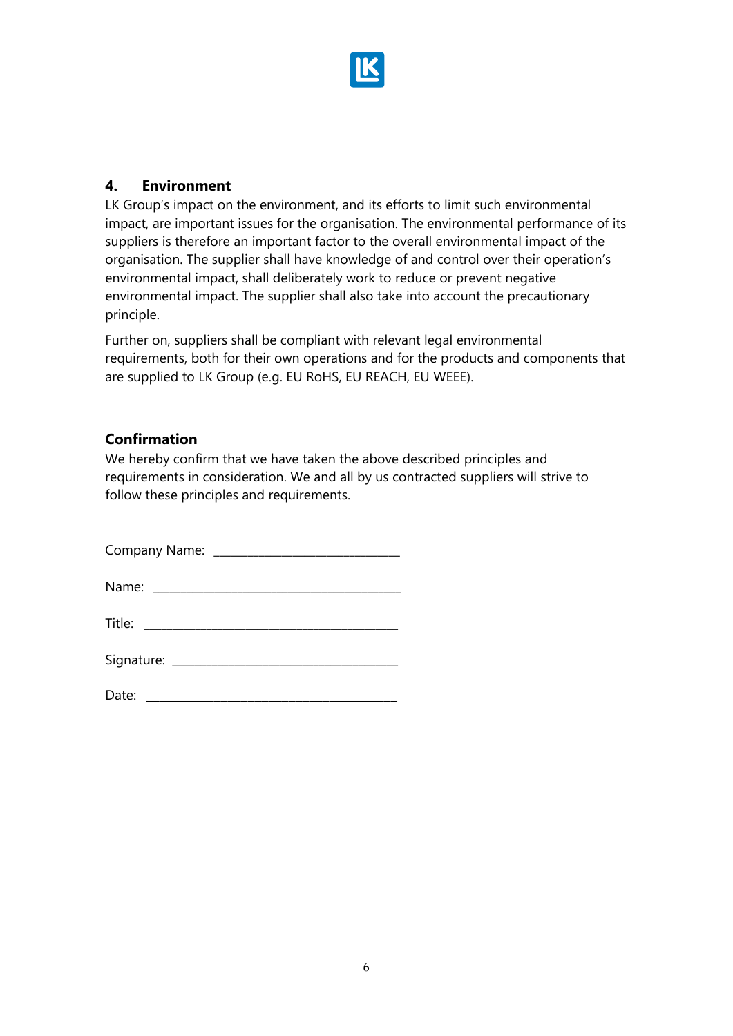## 4. Environment

LK Group's impact on the environment, and its efforts to limit such environmental impact, are important issues for the organisation. The environmental performance of its suppliers is therefore an important factor to the overall environmental impact of the organisation. The supplier shall have knowledge of and control over their operation's environmental impact, shall deliberately work to reduce or prevent negative environmental impact. The supplier shall also take into account the precautionary principle.

Further on, suppliers shall be compliant with relevant legal environmental requirements, both for their own operations and for the products and components that are supplied to LK Group (e.g. EU RoHS, EU REACH, EU WEEE).

## Confirmation

We hereby confirm that we have taken the above described principles and requirements in consideration. We and all by us contracted suppliers will strive to follow these principles and requirements.

Company Name: ______________________________

Name: ________________________________________

Title: _________________________________________

Signature: _____________________________________

Date: _________________________________________